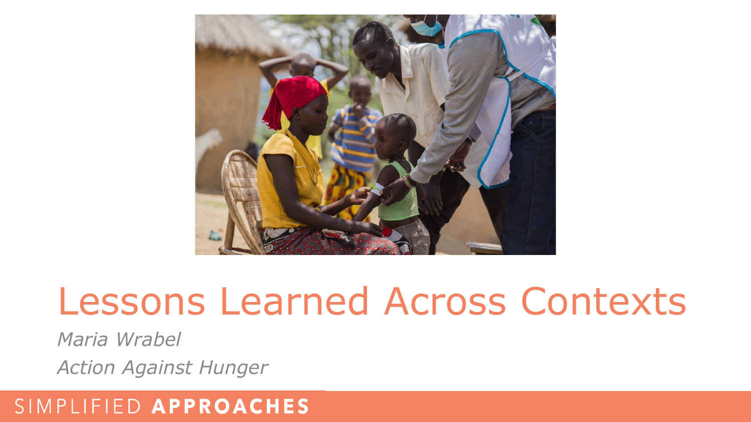# Lessons Learned Across Contexts

*Maria Wrabel*

*Action Against Hunger*

SIMPLIFIED **APPROACHES**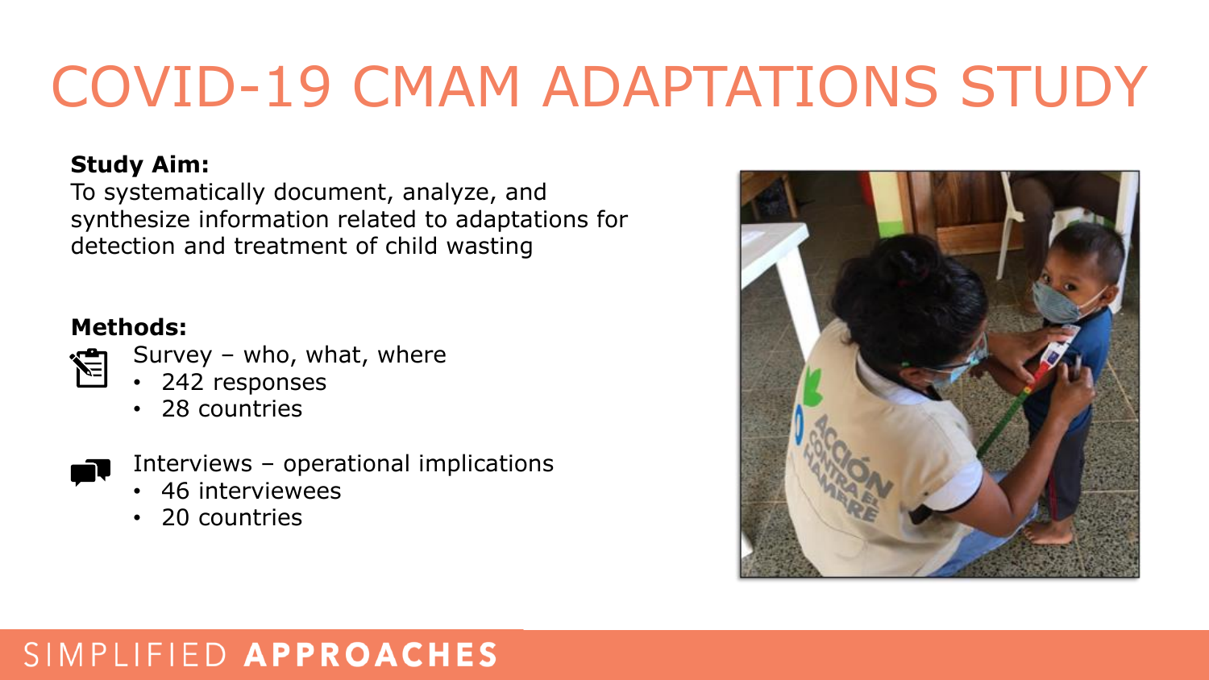# COVID-19 CMAM ADAPTATIONS STUDY

**Study Aim:**
To systematically document, analyze, and synthesize information related to adaptations for detection and treatment of child wasting

**Methods:**

Survey – who, what, where
- 242 responses
- 28 countries

Interviews – operational implications
- 46 interviewees
- 20 countries

SIMPLIFIED **APPROACHES**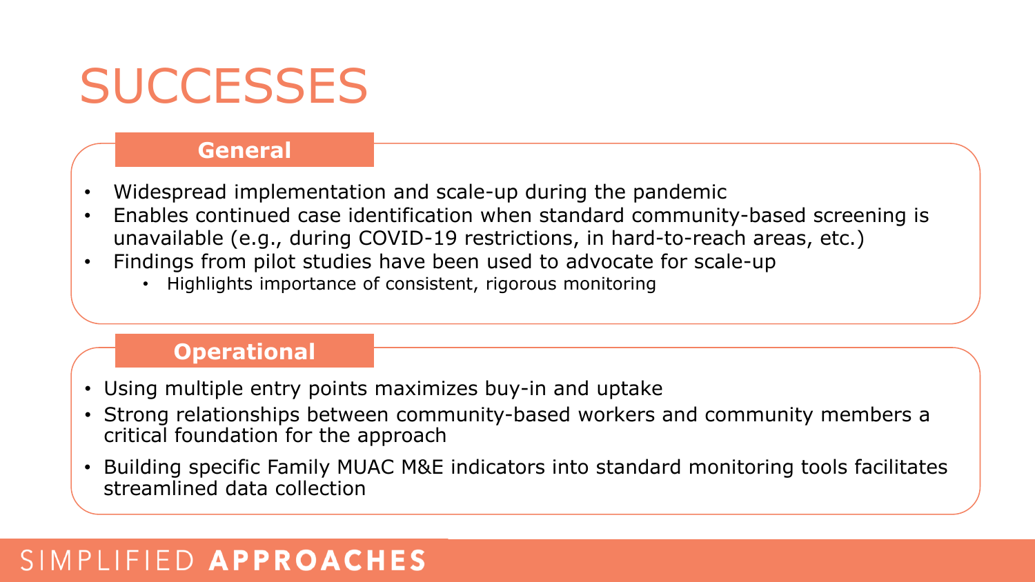# SUCCESSES

## General

- Widespread implementation and scale-up during the pandemic
- Enables continued case identification when standard community-based screening is unavailable (e.g., during COVID-19 restrictions, in hard-to-reach areas, etc.)
- Findings from pilot studies have been used to advocate for scale-up
  - Highlights importance of consistent, rigorous monitoring

## Operational

- Using multiple entry points maximizes buy-in and uptake
- Strong relationships between community-based workers and community members a critical foundation for the approach
- Building specific Family MUAC M&E indicators into standard monitoring tools facilitates streamlined data collection

SIMPLIFIED **APPROACHES**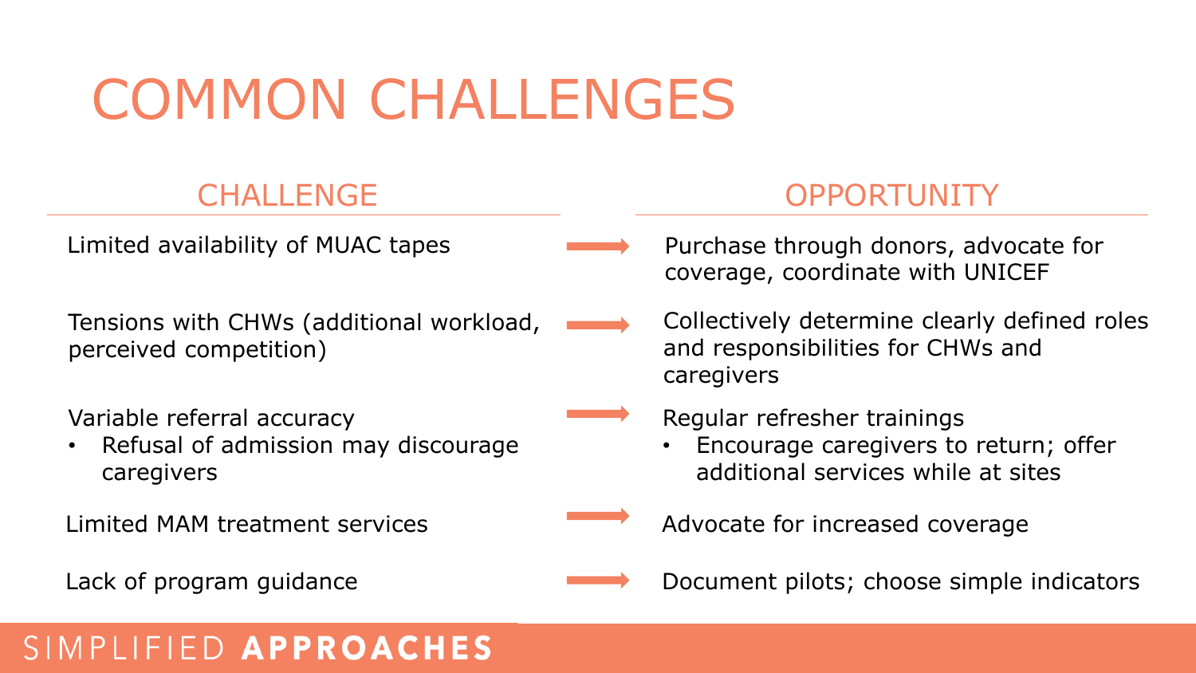# COMMON CHALLENGES

| CHALLENGE | OPPORTUNITY |
| --- | --- |
| Limited availability of MUAC tapes | Purchase through donors, advocate for coverage, coordinate with UNICEF |
| Tensions with CHWs (additional workload, perceived competition) | Collectively determine clearly defined roles and responsibilities for CHWs and caregivers |
| Variable referral accuracy<br>• Refusal of admission may discourage caregivers | Regular refresher trainings<br>• Encourage caregivers to return; offer additional services while at sites |
| Limited MAM treatment services | Advocate for increased coverage |
| Lack of program guidance | Document pilots; choose simple indicators |

SIMPLIFIED **APPROACHES**